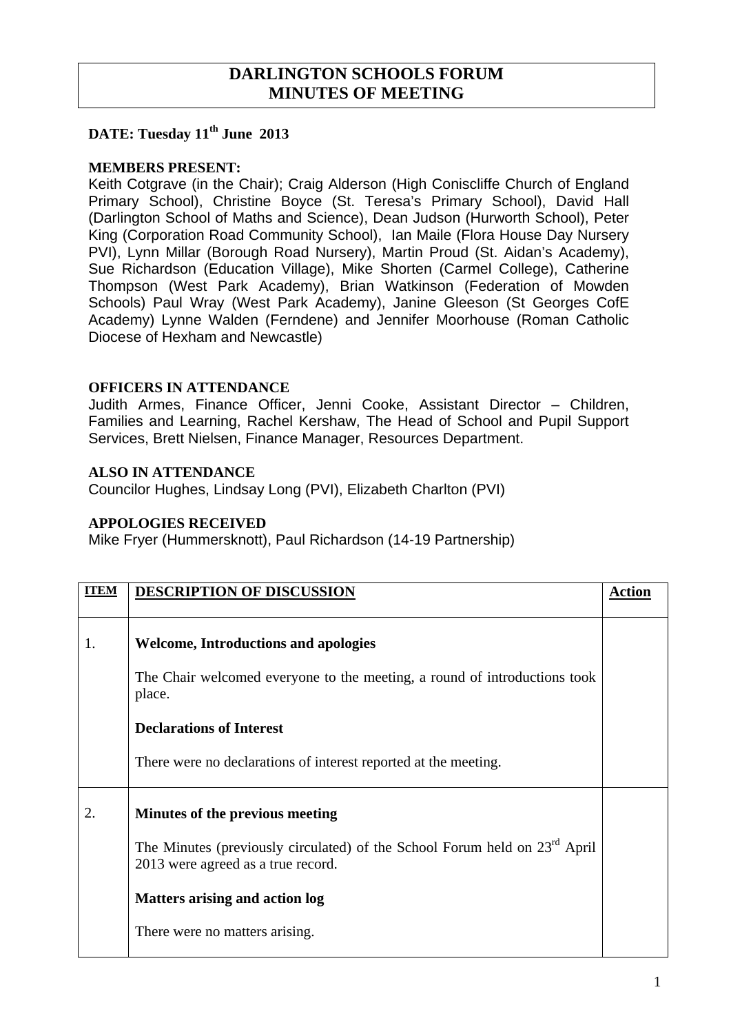# DARLINGTON SCHOOLS FORUM
# MINUTES OF MEETING

**DATE: Tuesday 11th June 2013**

**MEMBERS PRESENT:**
Keith Cotgrave (in the Chair); Craig Alderson (High Coniscliffe Church of England Primary School), Christine Boyce (St. Teresa's Primary School), David Hall (Darlington School of Maths and Science), Dean Judson (Hurworth School), Peter King (Corporation Road Community School), Ian Maile (Flora House Day Nursery PVI), Lynn Millar (Borough Road Nursery), Martin Proud (St. Aidan's Academy), Sue Richardson (Education Village), Mike Shorten (Carmel College), Catherine Thompson (West Park Academy), Brian Watkinson (Federation of Mowden Schools) Paul Wray (West Park Academy), Janine Gleeson (St Georges CofE Academy) Lynne Walden (Ferndene) and Jennifer Moorhouse (Roman Catholic Diocese of Hexham and Newcastle)

**OFFICERS IN ATTENDANCE**
Judith Armes, Finance Officer, Jenni Cooke, Assistant Director – Children, Families and Learning, Rachel Kershaw, The Head of School and Pupil Support Services, Brett Nielsen, Finance Manager, Resources Department.

**ALSO IN ATTENDANCE**
Councilor Hughes, Lindsay Long (PVI), Elizabeth Charlton (PVI)

**APPOLOGIES RECEIVED**
Mike Fryer (Hummersknott), Paul Richardson (14-19 Partnership)

| ITEM | DESCRIPTION OF DISCUSSION | Action |
|---|---|---|
| 1. | **Welcome, Introductions and apologies**<br><br>The Chair welcomed everyone to the meeting, a round of introductions took place.<br><br>**Declarations of Interest**<br><br>There were no declarations of interest reported at the meeting. | |
| 2. | **Minutes of the previous meeting**<br><br>The Minutes (previously circulated) of the School Forum held on 23rd April 2013 were agreed as a true record.<br><br>**Matters arising and action log**<br><br>There were no matters arising. | |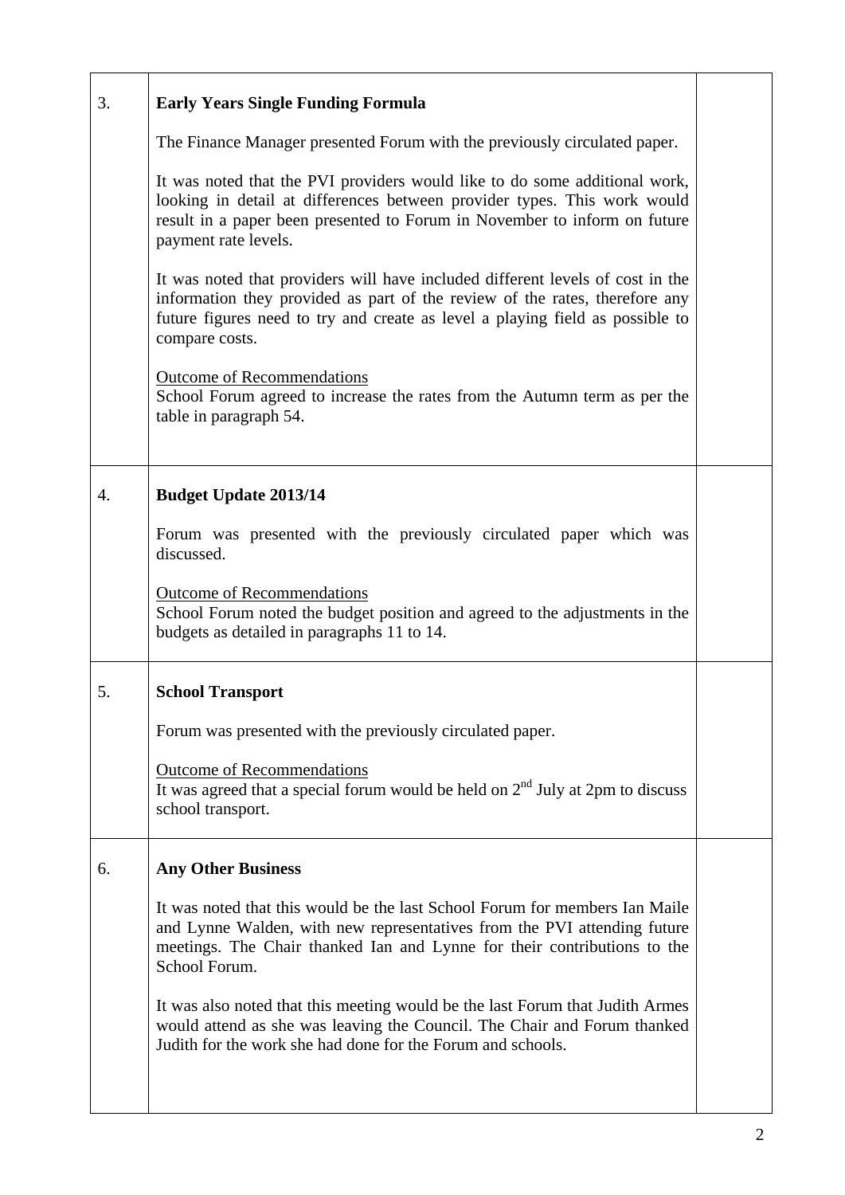| | | |
|---|---|---|
| 3. | **Early Years Single Funding Formula**<br><br>The Finance Manager presented Forum with the previously circulated paper.<br><br>It was noted that the PVI providers would like to do some additional work, looking in detail at differences between provider types. This work would result in a paper been presented to Forum in November to inform on future payment rate levels.<br><br>It was noted that providers will have included different levels of cost in the information they provided as part of the review of the rates, therefore any future figures need to try and create as level a playing field as possible to compare costs.<br><br>Outcome of Recommendations<br>School Forum agreed to increase the rates from the Autumn term as per the table in paragraph 54. | |
| 4. | **Budget Update 2013/14**<br><br>Forum was presented with the previously circulated paper which was discussed.<br><br>Outcome of Recommendations<br>School Forum noted the budget position and agreed to the adjustments in the budgets as detailed in paragraphs 11 to 14. | |
| 5. | **School Transport**<br><br>Forum was presented with the previously circulated paper.<br><br>Outcome of Recommendations<br>It was agreed that a special forum would be held on 2nd July at 2pm to discuss school transport. | |
| 6. | **Any Other Business**<br><br>It was noted that this would be the last School Forum for members Ian Maile and Lynne Walden, with new representatives from the PVI attending future meetings. The Chair thanked Ian and Lynne for their contributions to the School Forum.<br><br>It was also noted that this meeting would be the last Forum that Judith Armes would attend as she was leaving the Council. The Chair and Forum thanked Judith for the work she had done for the Forum and schools. | |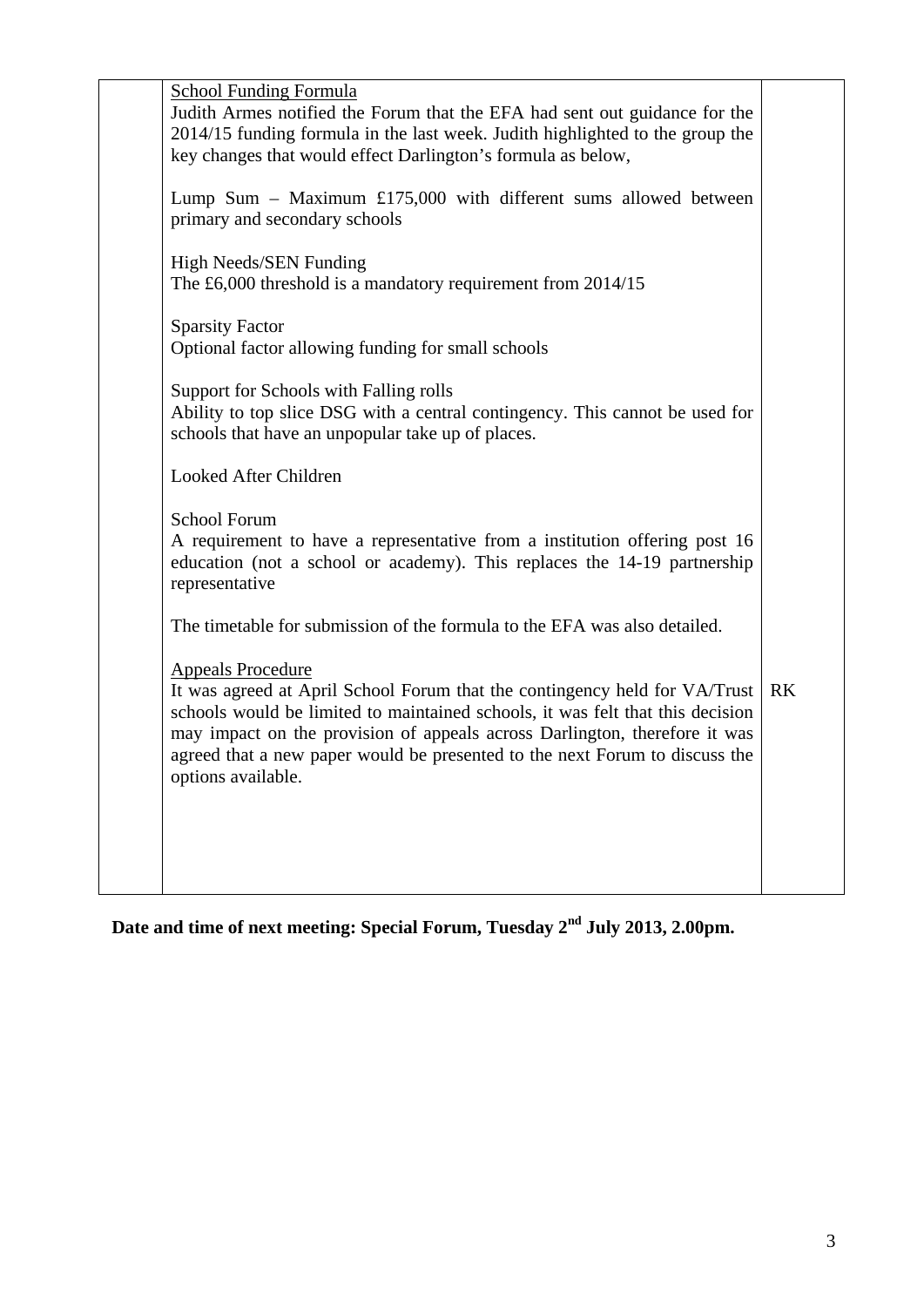| | | |
|---|---|---|
| | <u>School Funding Formula</u><br>Judith Armes notified the Forum that the EFA had sent out guidance for the 2014/15 funding formula in the last week. Judith highlighted to the group the key changes that would effect Darlington's formula as below,<br><br>Lump Sum – Maximum £175,000 with different sums allowed between primary and secondary schools<br><br>High Needs/SEN Funding<br>The £6,000 threshold is a mandatory requirement from 2014/15<br><br>Sparsity Factor<br>Optional factor allowing funding for small schools<br><br>Support for Schools with Falling rolls<br>Ability to top slice DSG with a central contingency. This cannot be used for schools that have an unpopular take up of places.<br><br>Looked After Children<br><br>School Forum<br>A requirement to have a representative from a institution offering post 16 education (not a school or academy). This replaces the 14-19 partnership representative<br><br>The timetable for submission of the formula to the EFA was also detailed.<br><br><u>Appeals Procedure</u><br>It was agreed at April School Forum that the contingency held for VA/Trust schools would be limited to maintained schools, it was felt that this decision may impact on the provision of appeals across Darlington, therefore it was agreed that a new paper would be presented to the next Forum to discuss the options available. | RK |

**Date and time of next meeting: Special Forum, Tuesday 2nd July 2013, 2.00pm.**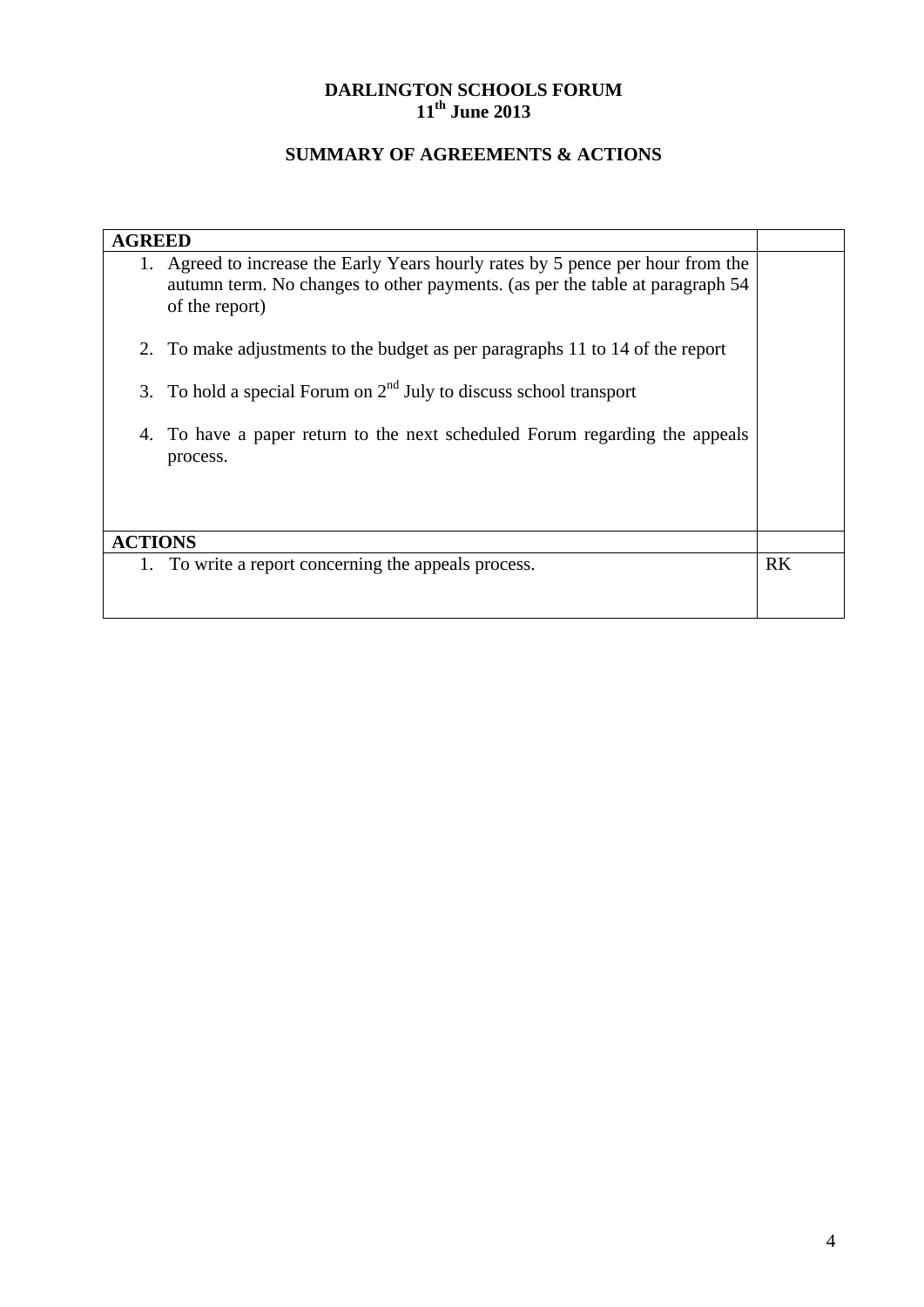**DARLINGTON SCHOOLS FORUM**
**11th June 2013**

**SUMMARY OF AGREEMENTS & ACTIONS**

| **AGREED** | |
|---|---|
| 1. Agreed to increase the Early Years hourly rates by 5 pence per hour from the autumn term. No changes to other payments. (as per the table at paragraph 54 of the report)<br><br>2. To make adjustments to the budget as per paragraphs 11 to 14 of the report<br><br>3. To hold a special Forum on 2nd July to discuss school transport<br><br>4. To have a paper return to the next scheduled Forum regarding the appeals process. | |
| **ACTIONS** | |
| 1. To write a report concerning the appeals process. | RK |